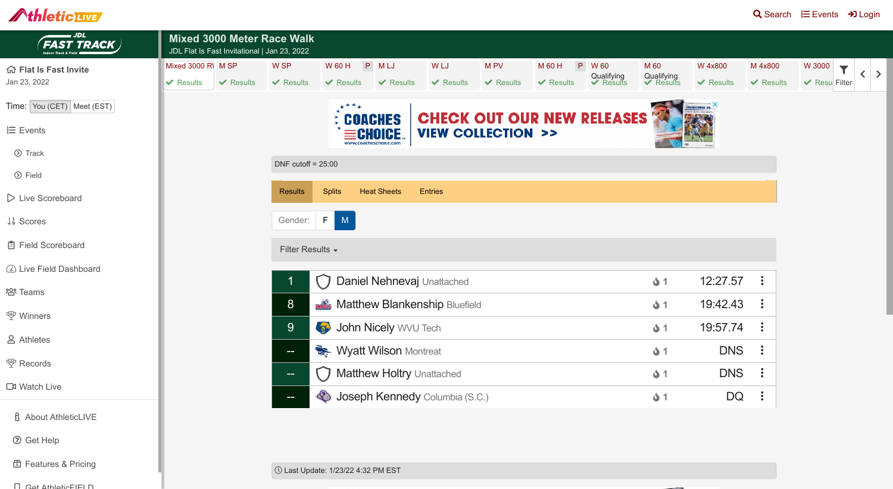# Mixed 3000 Meter Race Walk

JDL Flat Is Fast Invitational | Jan 23, 2022

DNF cutoff = 25:00

Results | Splits | Heat Sheets | Entries

Gender: F M

| Place | Athlete | Team | Heat | Time |
|---|---|---|---|---|
| 1 | Daniel Nehnevaj | Unattached | 1 | 12:27.57 |
| 8 | Matthew Blankenship | Bluefield | 1 | 19:42.43 |
| 9 | John Nicely | WVU Tech | 1 | 19:57.74 |
| -- | Wyatt Wilson | Montreat | 1 | DNS |
| -- | Matthew Holtry | Unattached | 1 | DNS |
| -- | Joseph Kennedy | Columbia (S.C.) | 1 | DQ |

Last Update: 1/23/22 4:32 PM EST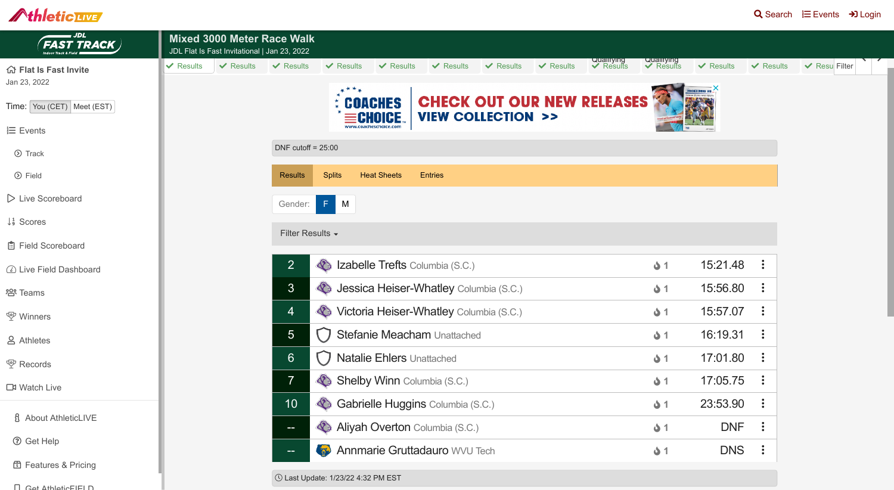# Mixed 3000 Meter Race Walk

JDL Flat Is Fast Invitational | Jan 23, 2022

DNF cutoff = 25:00

Results | Splits | Heat Sheets | Entries

Gender: F M

Filter Results

| | | | | |
|---|---|---|---|---|
| 2 | Izabelle Trefts | Columbia (S.C.) | 1 | 15:21.48 |
| 3 | Jessica Heiser-Whatley | Columbia (S.C.) | 1 | 15:56.80 |
| 4 | Victoria Heiser-Whatley | Columbia (S.C.) | 1 | 15:57.07 |
| 5 | Stefanie Meacham | Unattached | 1 | 16:19.31 |
| 6 | Natalie Ehlers | Unattached | 1 | 17:01.80 |
| 7 | Shelby Winn | Columbia (S.C.) | 1 | 17:05.75 |
| 10 | Gabrielle Huggins | Columbia (S.C.) | 1 | 23:53.90 |
| -- | Aliyah Overton | Columbia (S.C.) | 1 | DNF |
| -- | Annmarie Gruttadauro | WVU Tech | 1 | DNS |

Last Update: 1/23/22 4:32 PM EST